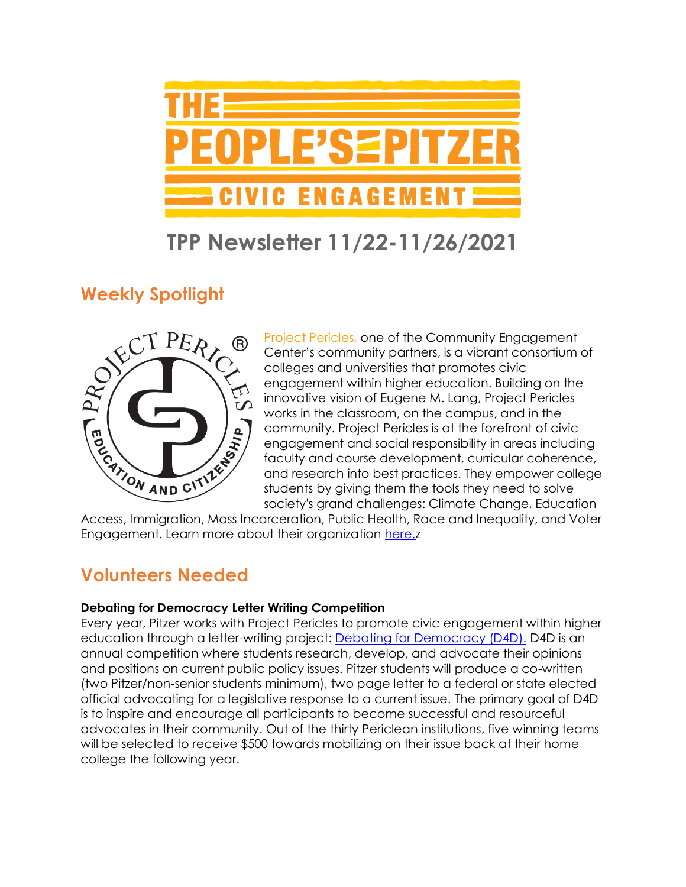# THE PEOPLE'S PITZER

## CIVIC ENGAGEMENT

# TPP Newsletter 11/22-11/26/2021

## Weekly Spotlight

Project Pericles, one of the Community Engagement Center's community partners, is a vibrant consortium of colleges and universities that promotes civic engagement within higher education. Building on the innovative vision of Eugene M. Lang, Project Pericles works in the classroom, on the campus, and in the community. Project Pericles is at the forefront of civic engagement and social responsibility in areas including faculty and course development, curricular coherence, and research into best practices. They empower college students by giving them the tools they need to solve society's grand challenges: Climate Change, Education Access, Immigration, Mass Incarceration, Public Health, Race and Inequality, and Voter Engagement. Learn more about their organization here.z

## Volunteers Needed

**Debating for Democracy Letter Writing Competition**

Every year, Pitzer works with Project Pericles to promote civic engagement within higher education through a letter-writing project: Debating for Democracy (D4D). D4D is an annual competition where students research, develop, and advocate their opinions and positions on current public policy issues. Pitzer students will produce a co-written (two Pitzer/non-senior students minimum), two page letter to a federal or state elected official advocating for a legislative response to a current issue. The primary goal of D4D is to inspire and encourage all participants to become successful and resourceful advocates in their community. Out of the thirty Periclean institutions, five winning teams will be selected to receive $500 towards mobilizing on their issue back at their home college the following year.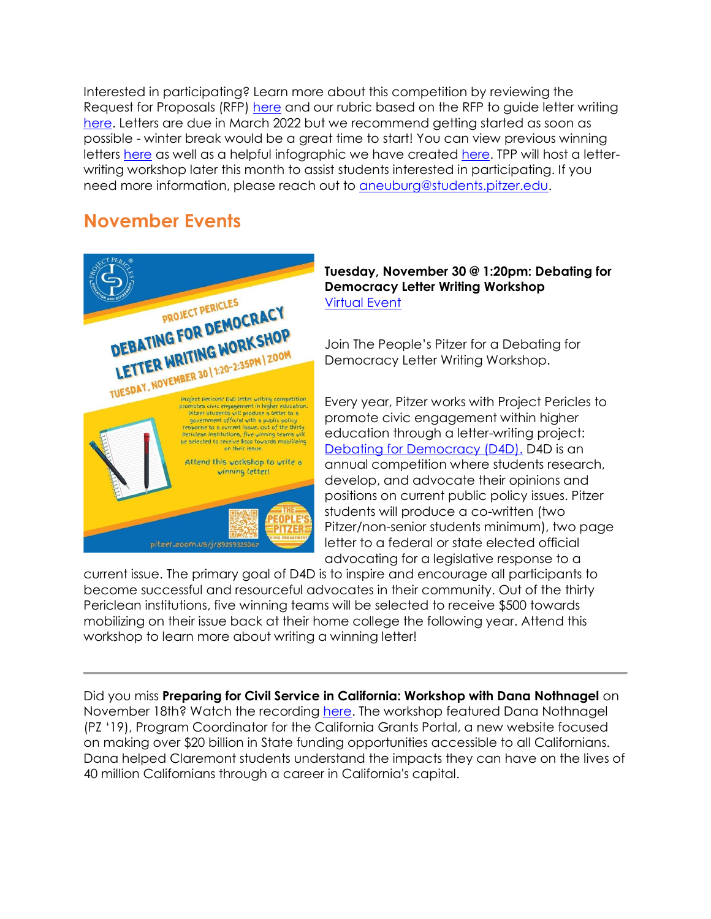Interested in participating? Learn more about this competition by reviewing the Request for Proposals (RFP) here and our rubric based on the RFP to guide letter writing here. Letters are due in March 2022 but we recommend getting started as soon as possible - winter break would be a great time to start! You can view previous winning letters here as well as a helpful infographic we have created here. TPP will host a letter-writing workshop later this month to assist students interested in participating. If you need more information, please reach out to aneuburg@students.pitzer.edu.

## November Events

**Tuesday, November 30 @ 1:20pm: Debating for Democracy Letter Writing Workshop**
Virtual Event

Join The People's Pitzer for a Debating for Democracy Letter Writing Workshop.

Every year, Pitzer works with Project Pericles to promote civic engagement within higher education through a letter-writing project: Debating for Democracy (D4D). D4D is an annual competition where students research, develop, and advocate their opinions and positions on current public policy issues. Pitzer students will produce a co-written (two Pitzer/non-senior students minimum), two page letter to a federal or state elected official advocating for a legislative response to a current issue. The primary goal of D4D is to inspire and encourage all participants to become successful and resourceful advocates in their community. Out of the thirty Periclean institutions, five winning teams will be selected to receive $500 towards mobilizing on their issue back at their home college the following year. Attend this workshop to learn more about writing a winning letter!

---

Did you miss **Preparing for Civil Service in California: Workshop with Dana Nothnagel** on November 18th? Watch the recording here. The workshop featured Dana Nothnagel (PZ '19), Program Coordinator for the California Grants Portal, a new website focused on making over $20 billion in State funding opportunities accessible to all Californians. Dana helped Claremont students understand the impacts they can have on the lives of 40 million Californians through a career in California's capital.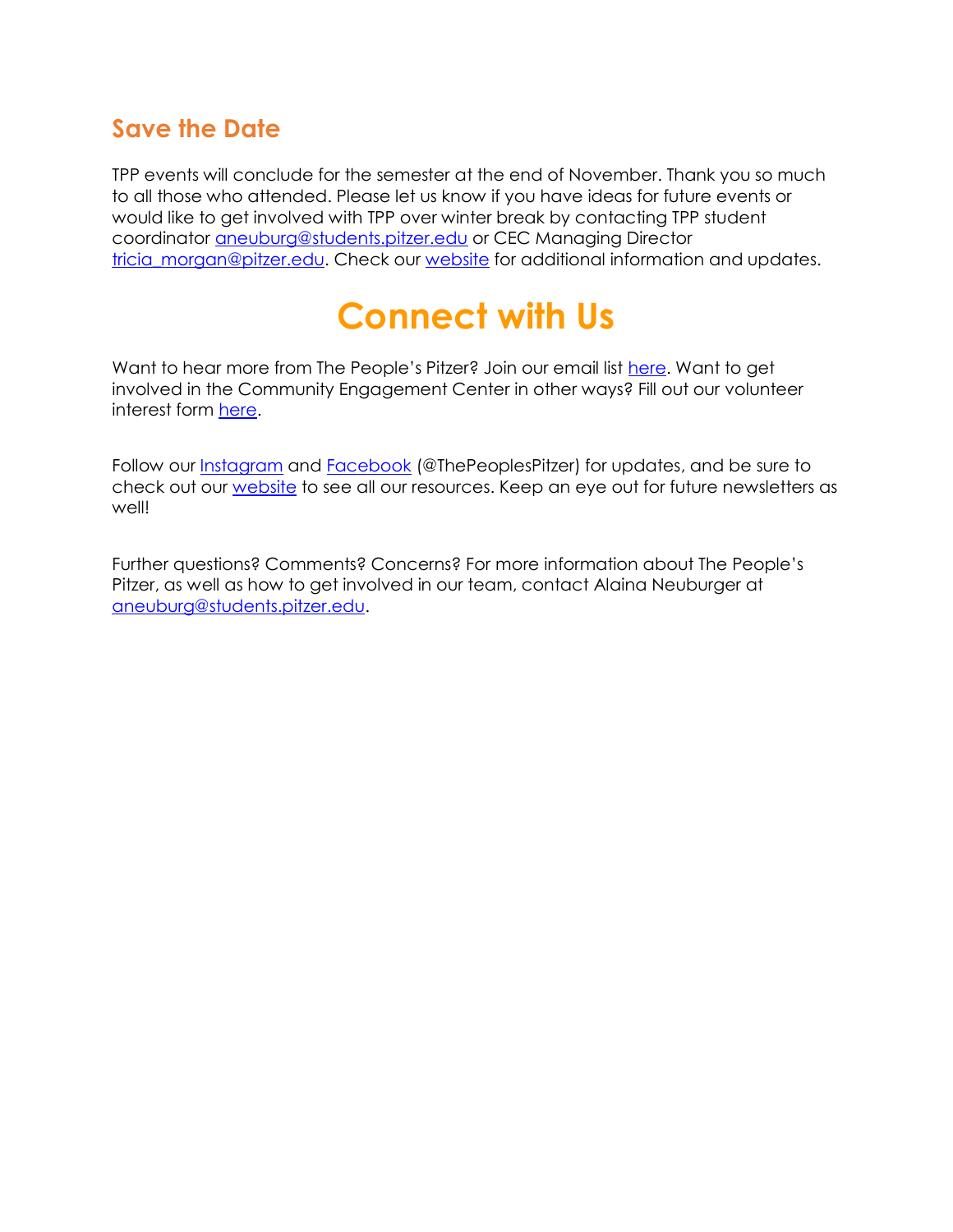## Save the Date

TPP events will conclude for the semester at the end of November. Thank you so much to all those who attended. Please let us know if you have ideas for future events or would like to get involved with TPP over winter break by contacting TPP student coordinator aneuburg@students.pitzer.edu or CEC Managing Director tricia_morgan@pitzer.edu. Check our website for additional information and updates.

# Connect with Us

Want to hear more from The People's Pitzer? Join our email list here. Want to get involved in the Community Engagement Center in other ways? Fill out our volunteer interest form here.

Follow our Instagram and Facebook (@ThePeoplesPitzer) for updates, and be sure to check out our website to see all our resources. Keep an eye out for future newsletters as well!

Further questions? Comments? Concerns? For more information about The People's Pitzer, as well as how to get involved in our team, contact Alaina Neuburger at aneuburg@students.pitzer.edu.